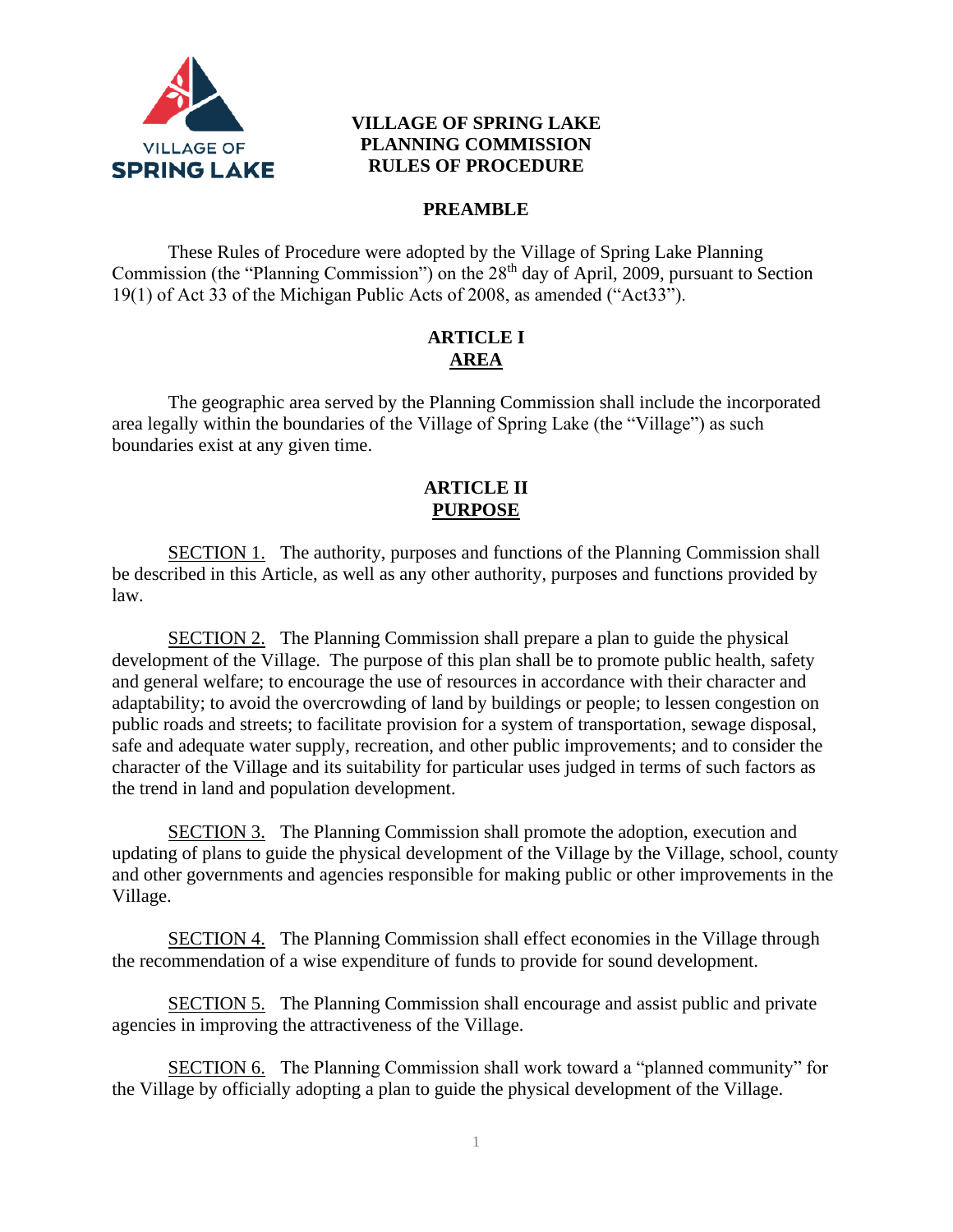# VILLAGE OF SPRING LAKE PLANNING COMMISSION RULES OF PROCEDURE

## PREAMBLE

These Rules of Procedure were adopted by the Village of Spring Lake Planning Commission (the "Planning Commission") on the 28th day of April, 2009, pursuant to Section 19(1) of Act 33 of the Michigan Public Acts of 2008, as amended ("Act33").

## ARTICLE I
## AREA

The geographic area served by the Planning Commission shall include the incorporated area legally within the boundaries of the Village of Spring Lake (the "Village") as such boundaries exist at any given time.

## ARTICLE II
## PURPOSE

SECTION 1. The authority, purposes and functions of the Planning Commission shall be described in this Article, as well as any other authority, purposes and functions provided by law.

SECTION 2. The Planning Commission shall prepare a plan to guide the physical development of the Village. The purpose of this plan shall be to promote public health, safety and general welfare; to encourage the use of resources in accordance with their character and adaptability; to avoid the overcrowding of land by buildings or people; to lessen congestion on public roads and streets; to facilitate provision for a system of transportation, sewage disposal, safe and adequate water supply, recreation, and other public improvements; and to consider the character of the Village and its suitability for particular uses judged in terms of such factors as the trend in land and population development.

SECTION 3. The Planning Commission shall promote the adoption, execution and updating of plans to guide the physical development of the Village by the Village, school, county and other governments and agencies responsible for making public or other improvements in the Village.

SECTION 4. The Planning Commission shall effect economies in the Village through the recommendation of a wise expenditure of funds to provide for sound development.

SECTION 5. The Planning Commission shall encourage and assist public and private agencies in improving the attractiveness of the Village.

SECTION 6. The Planning Commission shall work toward a "planned community" for the Village by officially adopting a plan to guide the physical development of the Village.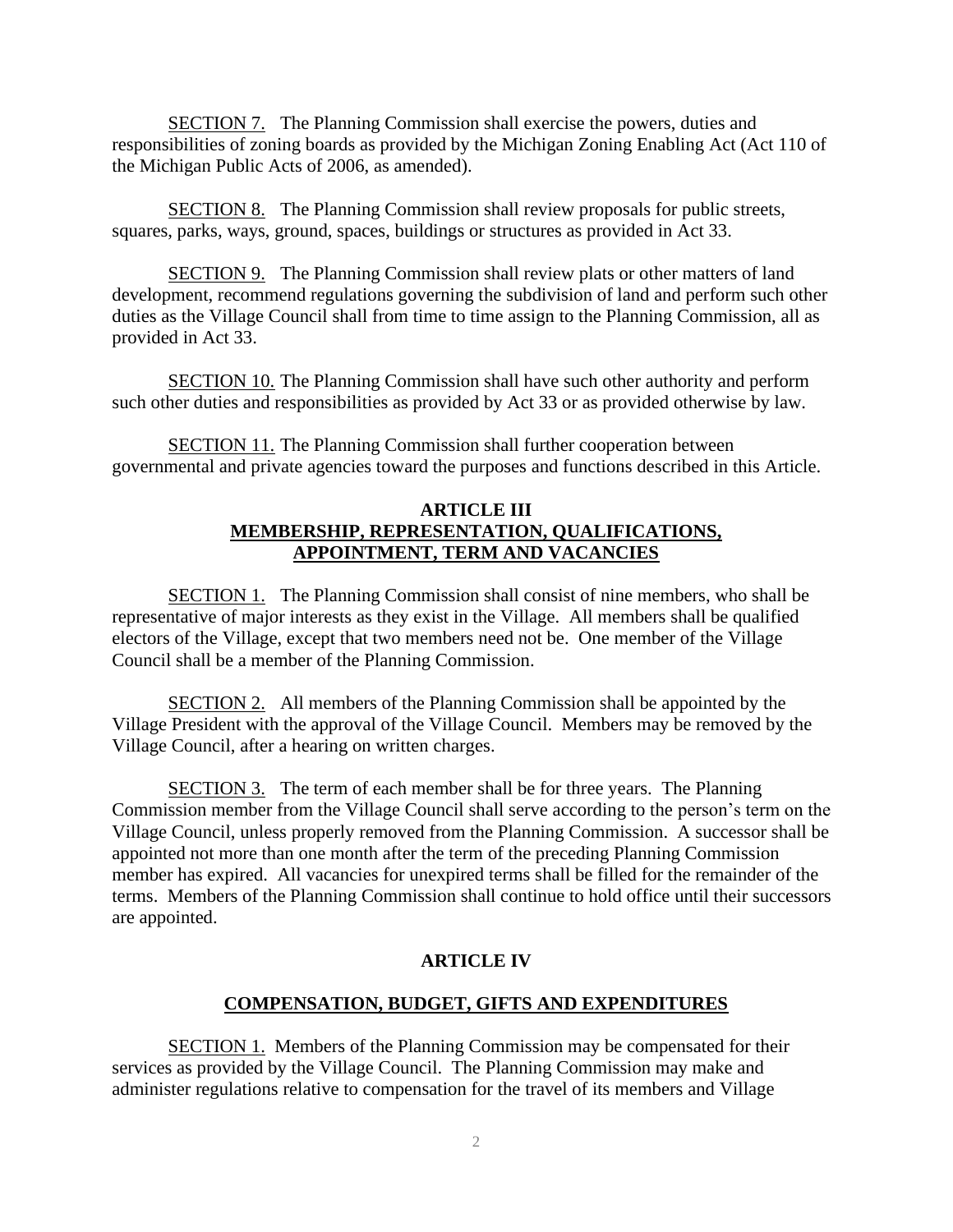SECTION 7. The Planning Commission shall exercise the powers, duties and responsibilities of zoning boards as provided by the Michigan Zoning Enabling Act (Act 110 of the Michigan Public Acts of 2006, as amended).

SECTION 8. The Planning Commission shall review proposals for public streets, squares, parks, ways, ground, spaces, buildings or structures as provided in Act 33.

SECTION 9. The Planning Commission shall review plats or other matters of land development, recommend regulations governing the subdivision of land and perform such other duties as the Village Council shall from time to time assign to the Planning Commission, all as provided in Act 33.

SECTION 10. The Planning Commission shall have such other authority and perform such other duties and responsibilities as provided by Act 33 or as provided otherwise by law.

SECTION 11. The Planning Commission shall further cooperation between governmental and private agencies toward the purposes and functions described in this Article.

## ARTICLE III
## MEMBERSHIP, REPRESENTATION, QUALIFICATIONS, APPOINTMENT, TERM AND VACANCIES

SECTION 1. The Planning Commission shall consist of nine members, who shall be representative of major interests as they exist in the Village. All members shall be qualified electors of the Village, except that two members need not be. One member of the Village Council shall be a member of the Planning Commission.

SECTION 2. All members of the Planning Commission shall be appointed by the Village President with the approval of the Village Council. Members may be removed by the Village Council, after a hearing on written charges.

SECTION 3. The term of each member shall be for three years. The Planning Commission member from the Village Council shall serve according to the person's term on the Village Council, unless properly removed from the Planning Commission. A successor shall be appointed not more than one month after the term of the preceding Planning Commission member has expired. All vacancies for unexpired terms shall be filled for the remainder of the terms. Members of the Planning Commission shall continue to hold office until their successors are appointed.

## ARTICLE IV

## COMPENSATION, BUDGET, GIFTS AND EXPENDITURES

SECTION 1. Members of the Planning Commission may be compensated for their services as provided by the Village Council. The Planning Commission may make and administer regulations relative to compensation for the travel of its members and Village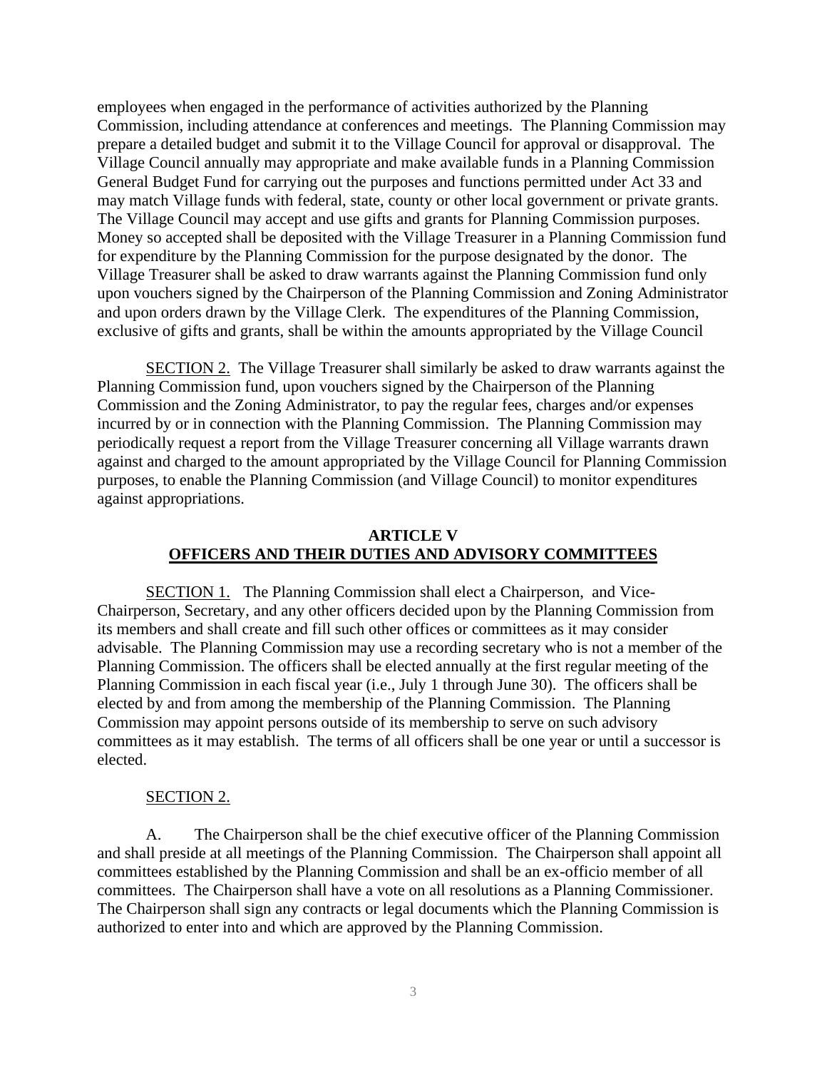employees when engaged in the performance of activities authorized by the Planning Commission, including attendance at conferences and meetings. The Planning Commission may prepare a detailed budget and submit it to the Village Council for approval or disapproval. The Village Council annually may appropriate and make available funds in a Planning Commission General Budget Fund for carrying out the purposes and functions permitted under Act 33 and may match Village funds with federal, state, county or other local government or private grants. The Village Council may accept and use gifts and grants for Planning Commission purposes. Money so accepted shall be deposited with the Village Treasurer in a Planning Commission fund for expenditure by the Planning Commission for the purpose designated by the donor. The Village Treasurer shall be asked to draw warrants against the Planning Commission fund only upon vouchers signed by the Chairperson of the Planning Commission and Zoning Administrator and upon orders drawn by the Village Clerk. The expenditures of the Planning Commission, exclusive of gifts and grants, shall be within the amounts appropriated by the Village Council

SECTION 2. The Village Treasurer shall similarly be asked to draw warrants against the Planning Commission fund, upon vouchers signed by the Chairperson of the Planning Commission and the Zoning Administrator, to pay the regular fees, charges and/or expenses incurred by or in connection with the Planning Commission. The Planning Commission may periodically request a report from the Village Treasurer concerning all Village warrants drawn against and charged to the amount appropriated by the Village Council for Planning Commission purposes, to enable the Planning Commission (and Village Council) to monitor expenditures against appropriations.

## ARTICLE V
## OFFICERS AND THEIR DUTIES AND ADVISORY COMMITTEES

SECTION 1. The Planning Commission shall elect a Chairperson, and Vice-Chairperson, Secretary, and any other officers decided upon by the Planning Commission from its members and shall create and fill such other offices or committees as it may consider advisable. The Planning Commission may use a recording secretary who is not a member of the Planning Commission. The officers shall be elected annually at the first regular meeting of the Planning Commission in each fiscal year (i.e., July 1 through June 30). The officers shall be elected by and from among the membership of the Planning Commission. The Planning Commission may appoint persons outside of its membership to serve on such advisory committees as it may establish. The terms of all officers shall be one year or until a successor is elected.

SECTION 2.

A. The Chairperson shall be the chief executive officer of the Planning Commission and shall preside at all meetings of the Planning Commission. The Chairperson shall appoint all committees established by the Planning Commission and shall be an ex-officio member of all committees. The Chairperson shall have a vote on all resolutions as a Planning Commissioner. The Chairperson shall sign any contracts or legal documents which the Planning Commission is authorized to enter into and which are approved by the Planning Commission.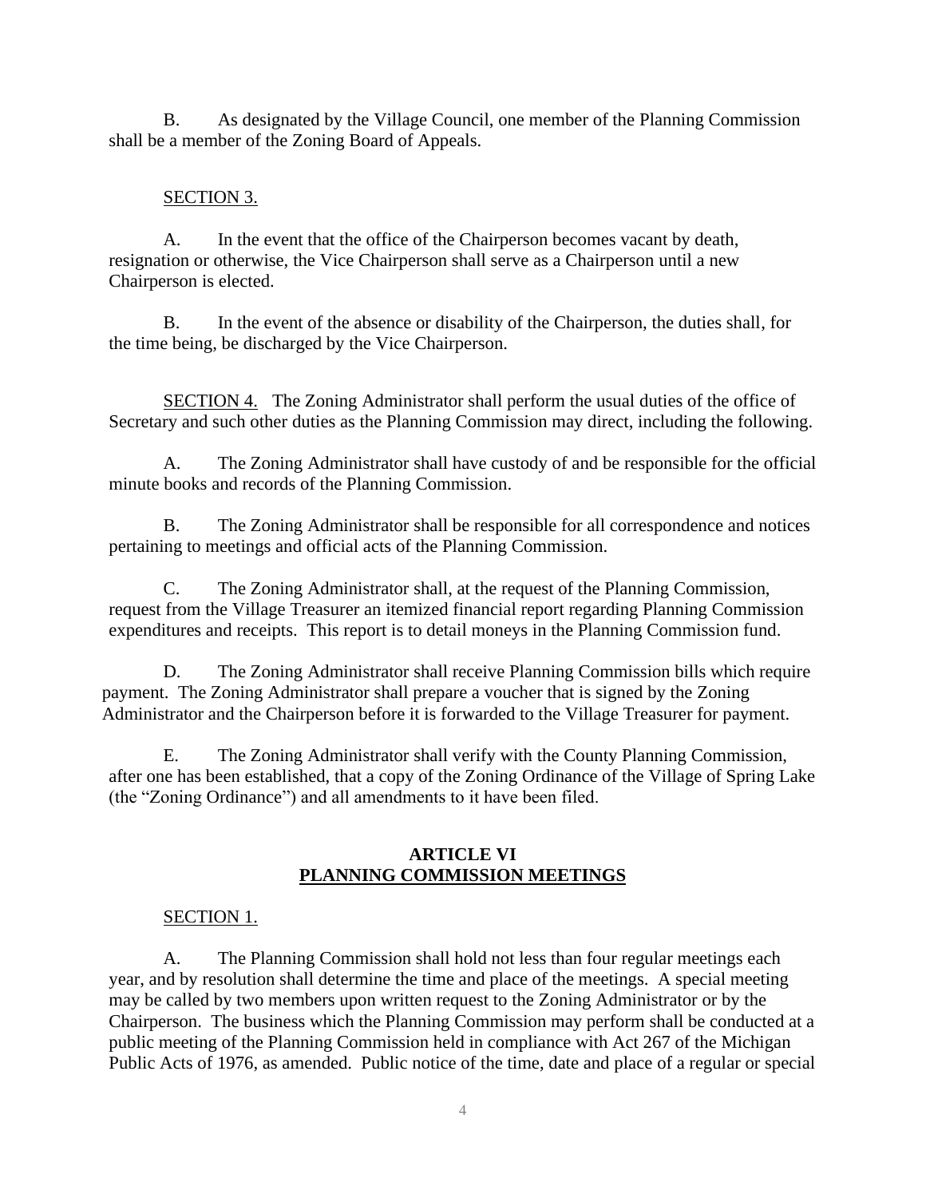B. As designated by the Village Council, one member of the Planning Commission shall be a member of the Zoning Board of Appeals.

SECTION 3.

A. In the event that the office of the Chairperson becomes vacant by death, resignation or otherwise, the Vice Chairperson shall serve as a Chairperson until a new Chairperson is elected.

B. In the event of the absence or disability of the Chairperson, the duties shall, for the time being, be discharged by the Vice Chairperson.

SECTION 4. The Zoning Administrator shall perform the usual duties of the office of Secretary and such other duties as the Planning Commission may direct, including the following.

A. The Zoning Administrator shall have custody of and be responsible for the official minute books and records of the Planning Commission.

B. The Zoning Administrator shall be responsible for all correspondence and notices pertaining to meetings and official acts of the Planning Commission.

C. The Zoning Administrator shall, at the request of the Planning Commission, request from the Village Treasurer an itemized financial report regarding Planning Commission expenditures and receipts. This report is to detail moneys in the Planning Commission fund.

D. The Zoning Administrator shall receive Planning Commission bills which require payment. The Zoning Administrator shall prepare a voucher that is signed by the Zoning Administrator and the Chairperson before it is forwarded to the Village Treasurer for payment.

E. The Zoning Administrator shall verify with the County Planning Commission, after one has been established, that a copy of the Zoning Ordinance of the Village of Spring Lake (the "Zoning Ordinance") and all amendments to it have been filed.

## ARTICLE VI
## PLANNING COMMISSION MEETINGS

SECTION 1.

A. The Planning Commission shall hold not less than four regular meetings each year, and by resolution shall determine the time and place of the meetings. A special meeting may be called by two members upon written request to the Zoning Administrator or by the Chairperson. The business which the Planning Commission may perform shall be conducted at a public meeting of the Planning Commission held in compliance with Act 267 of the Michigan Public Acts of 1976, as amended. Public notice of the time, date and place of a regular or special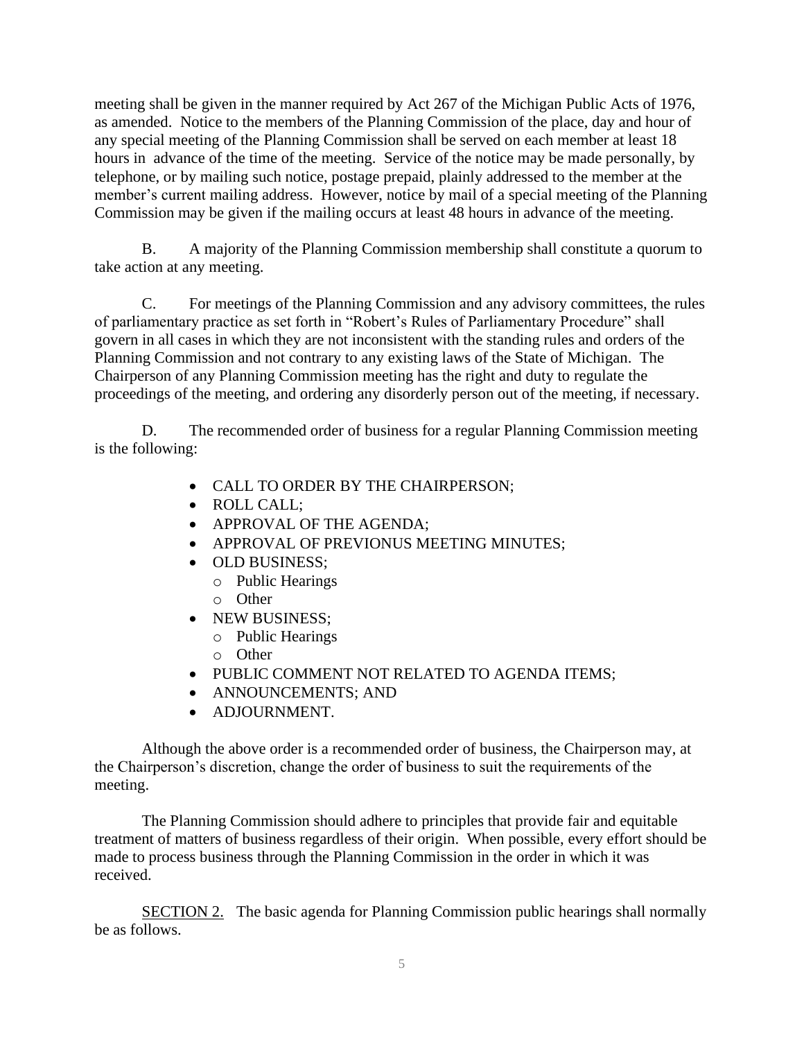meeting shall be given in the manner required by Act 267 of the Michigan Public Acts of 1976, as amended. Notice to the members of the Planning Commission of the place, day and hour of any special meeting of the Planning Commission shall be served on each member at least 18 hours in advance of the time of the meeting. Service of the notice may be made personally, by telephone, or by mailing such notice, postage prepaid, plainly addressed to the member at the member's current mailing address. However, notice by mail of a special meeting of the Planning Commission may be given if the mailing occurs at least 48 hours in advance of the meeting.

B. A majority of the Planning Commission membership shall constitute a quorum to take action at any meeting.

C. For meetings of the Planning Commission and any advisory committees, the rules of parliamentary practice as set forth in "Robert's Rules of Parliamentary Procedure" shall govern in all cases in which they are not inconsistent with the standing rules and orders of the Planning Commission and not contrary to any existing laws of the State of Michigan. The Chairperson of any Planning Commission meeting has the right and duty to regulate the proceedings of the meeting, and ordering any disorderly person out of the meeting, if necessary.

D. The recommended order of business for a regular Planning Commission meeting is the following:

- CALL TO ORDER BY THE CHAIRPERSON;
- ROLL CALL;
- APPROVAL OF THE AGENDA;
- APPROVAL OF PREVIONUS MEETING MINUTES;
- OLD BUSINESS;
  - Public Hearings
  - Other
- NEW BUSINESS;
  - Public Hearings
  - Other
- PUBLIC COMMENT NOT RELATED TO AGENDA ITEMS;
- ANNOUNCEMENTS; AND
- ADJOURNMENT.

Although the above order is a recommended order of business, the Chairperson may, at the Chairperson's discretion, change the order of business to suit the requirements of the meeting.

The Planning Commission should adhere to principles that provide fair and equitable treatment of matters of business regardless of their origin. When possible, every effort should be made to process business through the Planning Commission in the order in which it was received.

<u>SECTION 2.</u> The basic agenda for Planning Commission public hearings shall normally be as follows.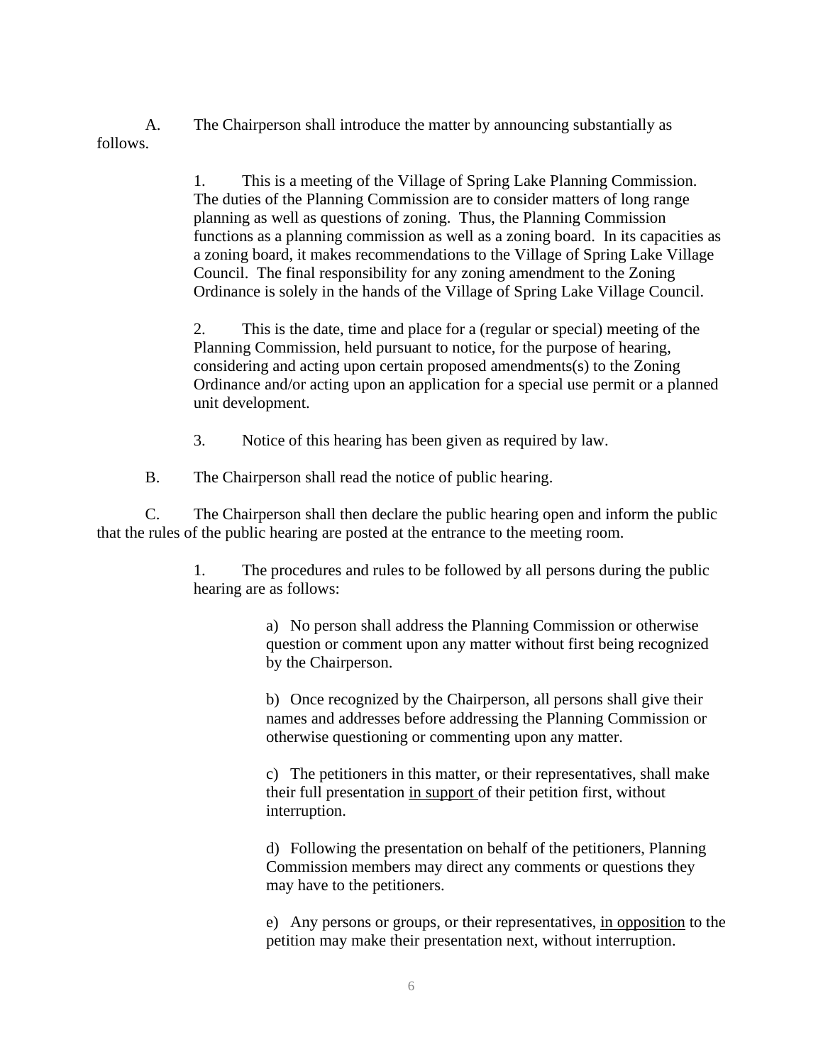A. The Chairperson shall introduce the matter by announcing substantially as follows.

> 1. This is a meeting of the Village of Spring Lake Planning Commission. The duties of the Planning Commission are to consider matters of long range planning as well as questions of zoning. Thus, the Planning Commission functions as a planning commission as well as a zoning board. In its capacities as a zoning board, it makes recommendations to the Village of Spring Lake Village Council. The final responsibility for any zoning amendment to the Zoning Ordinance is solely in the hands of the Village of Spring Lake Village Council.
>
> 2. This is the date, time and place for a (regular or special) meeting of the Planning Commission, held pursuant to notice, for the purpose of hearing, considering and acting upon certain proposed amendments(s) to the Zoning Ordinance and/or acting upon an application for a special use permit or a planned unit development.
>
> 3. Notice of this hearing has been given as required by law.

B. The Chairperson shall read the notice of public hearing.

C. The Chairperson shall then declare the public hearing open and inform the public that the rules of the public hearing are posted at the entrance to the meeting room.

> 1. The procedures and rules to be followed by all persons during the public hearing are as follows:
>
> > a) No person shall address the Planning Commission or otherwise question or comment upon any matter without first being recognized by the Chairperson.
> >
> > b) Once recognized by the Chairperson, all persons shall give their names and addresses before addressing the Planning Commission or otherwise questioning or commenting upon any matter.
> >
> > c) The petitioners in this matter, or their representatives, shall make their full presentation <u>in support</u> of their petition first, without interruption.
> >
> > d) Following the presentation on behalf of the petitioners, Planning Commission members may direct any comments or questions they may have to the petitioners.
> >
> > e) Any persons or groups, or their representatives, <u>in opposition</u> to the petition may make their presentation next, without interruption.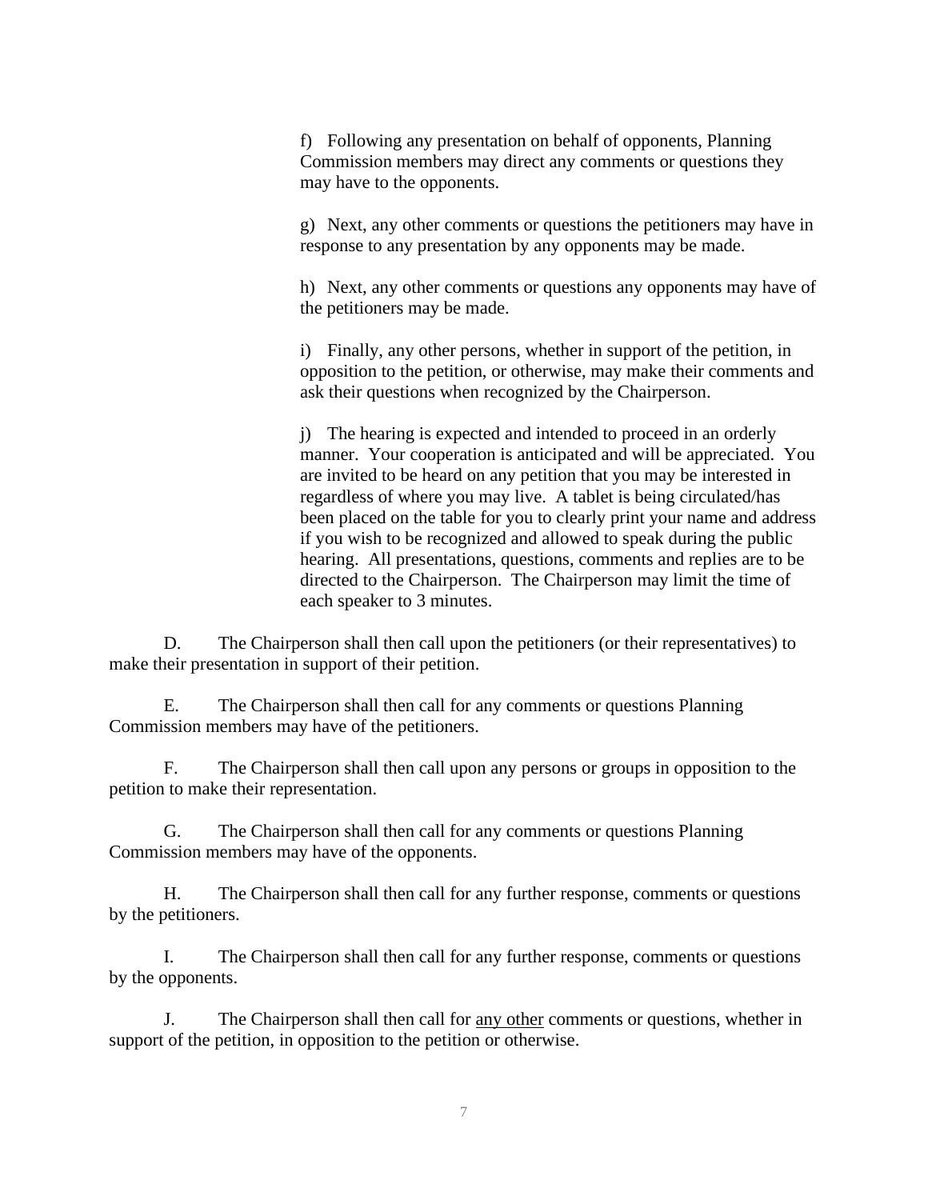f) Following any presentation on behalf of opponents, Planning Commission members may direct any comments or questions they may have to the opponents.

g) Next, any other comments or questions the petitioners may have in response to any presentation by any opponents may be made.

h) Next, any other comments or questions any opponents may have of the petitioners may be made.

i) Finally, any other persons, whether in support of the petition, in opposition to the petition, or otherwise, may make their comments and ask their questions when recognized by the Chairperson.

j) The hearing is expected and intended to proceed in an orderly manner. Your cooperation is anticipated and will be appreciated. You are invited to be heard on any petition that you may be interested in regardless of where you may live. A tablet is being circulated/has been placed on the table for you to clearly print your name and address if you wish to be recognized and allowed to speak during the public hearing. All presentations, questions, comments and replies are to be directed to the Chairperson. The Chairperson may limit the time of each speaker to 3 minutes.

D. The Chairperson shall then call upon the petitioners (or their representatives) to make their presentation in support of their petition.

E. The Chairperson shall then call for any comments or questions Planning Commission members may have of the petitioners.

F. The Chairperson shall then call upon any persons or groups in opposition to the petition to make their representation.

G. The Chairperson shall then call for any comments or questions Planning Commission members may have of the opponents.

H. The Chairperson shall then call for any further response, comments or questions by the petitioners.

I. The Chairperson shall then call for any further response, comments or questions by the opponents.

J. The Chairperson shall then call for <u>any other</u> comments or questions, whether in support of the petition, in opposition to the petition or otherwise.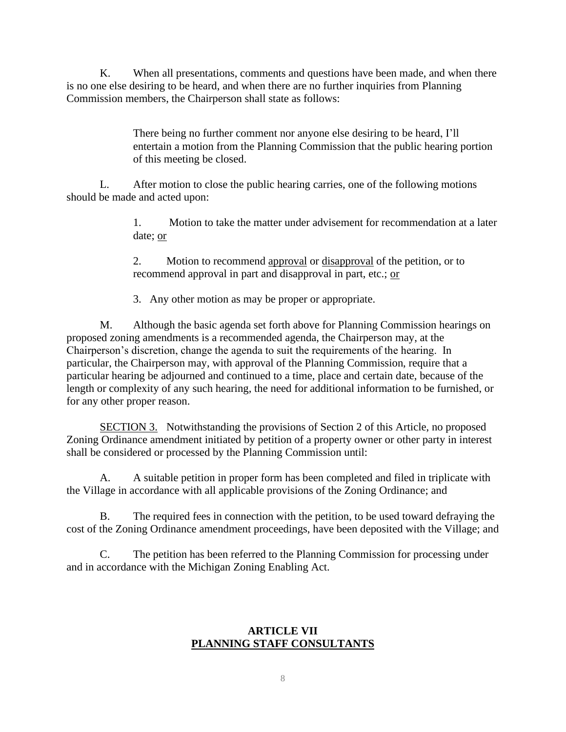K. When all presentations, comments and questions have been made, and when there is no one else desiring to be heard, and when there are no further inquiries from Planning Commission members, the Chairperson shall state as follows:

> There being no further comment nor anyone else desiring to be heard, I'll entertain a motion from the Planning Commission that the public hearing portion of this meeting be closed.

L. After motion to close the public hearing carries, one of the following motions should be made and acted upon:

> 1. Motion to take the matter under advisement for recommendation at a later date; <u>or</u>
>
> 2. Motion to recommend <u>approval</u> or <u>disapproval</u> of the petition, or to recommend approval in part and disapproval in part, etc.; <u>or</u>
>
> 3. Any other motion as may be proper or appropriate.

M. Although the basic agenda set forth above for Planning Commission hearings on proposed zoning amendments is a recommended agenda, the Chairperson may, at the Chairperson's discretion, change the agenda to suit the requirements of the hearing. In particular, the Chairperson may, with approval of the Planning Commission, require that a particular hearing be adjourned and continued to a time, place and certain date, because of the length or complexity of any such hearing, the need for additional information to be furnished, or for any other proper reason.

<u>SECTION 3.</u> Notwithstanding the provisions of Section 2 of this Article, no proposed Zoning Ordinance amendment initiated by petition of a property owner or other party in interest shall be considered or processed by the Planning Commission until:

A. A suitable petition in proper form has been completed and filed in triplicate with the Village in accordance with all applicable provisions of the Zoning Ordinance; and

B. The required fees in connection with the petition, to be used toward defraying the cost of the Zoning Ordinance amendment proceedings, have been deposited with the Village; and

C. The petition has been referred to the Planning Commission for processing under and in accordance with the Michigan Zoning Enabling Act.

## ARTICLE VII
## PLANNING STAFF CONSULTANTS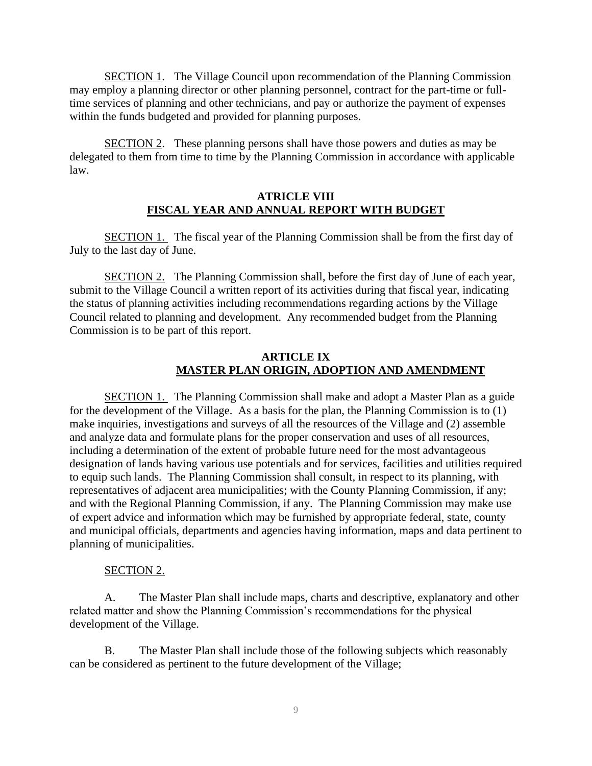SECTION 1. The Village Council upon recommendation of the Planning Commission may employ a planning director or other planning personnel, contract for the part-time or full-time services of planning and other technicians, and pay or authorize the payment of expenses within the funds budgeted and provided for planning purposes.

SECTION 2. These planning persons shall have those powers and duties as may be delegated to them from time to time by the Planning Commission in accordance with applicable law.

## ATRICLE VIII
## FISCAL YEAR AND ANNUAL REPORT WITH BUDGET

SECTION 1. The fiscal year of the Planning Commission shall be from the first day of July to the last day of June.

SECTION 2. The Planning Commission shall, before the first day of June of each year, submit to the Village Council a written report of its activities during that fiscal year, indicating the status of planning activities including recommendations regarding actions by the Village Council related to planning and development. Any recommended budget from the Planning Commission is to be part of this report.

## ARTICLE IX
## MASTER PLAN ORIGIN, ADOPTION AND AMENDMENT

SECTION 1. The Planning Commission shall make and adopt a Master Plan as a guide for the development of the Village. As a basis for the plan, the Planning Commission is to (1) make inquiries, investigations and surveys of all the resources of the Village and (2) assemble and analyze data and formulate plans for the proper conservation and uses of all resources, including a determination of the extent of probable future need for the most advantageous designation of lands having various use potentials and for services, facilities and utilities required to equip such lands. The Planning Commission shall consult, in respect to its planning, with representatives of adjacent area municipalities; with the County Planning Commission, if any; and with the Regional Planning Commission, if any. The Planning Commission may make use of expert advice and information which may be furnished by appropriate federal, state, county and municipal officials, departments and agencies having information, maps and data pertinent to planning of municipalities.

SECTION 2.

A. The Master Plan shall include maps, charts and descriptive, explanatory and other related matter and show the Planning Commission's recommendations for the physical development of the Village.

B. The Master Plan shall include those of the following subjects which reasonably can be considered as pertinent to the future development of the Village;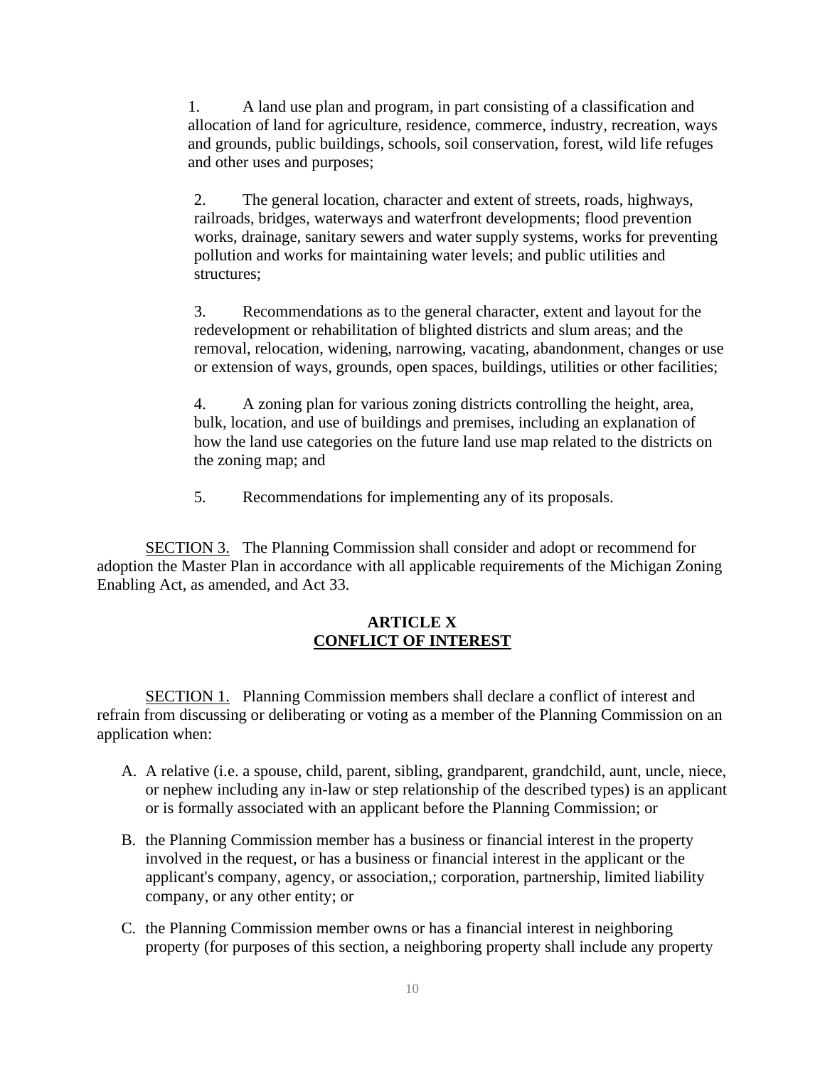1. A land use plan and program, in part consisting of a classification and allocation of land for agriculture, residence, commerce, industry, recreation, ways and grounds, public buildings, schools, soil conservation, forest, wild life refuges and other uses and purposes;

2. The general location, character and extent of streets, roads, highways, railroads, bridges, waterways and waterfront developments; flood prevention works, drainage, sanitary sewers and water supply systems, works for preventing pollution and works for maintaining water levels; and public utilities and structures;

3. Recommendations as to the general character, extent and layout for the redevelopment or rehabilitation of blighted districts and slum areas; and the removal, relocation, widening, narrowing, vacating, abandonment, changes or use or extension of ways, grounds, open spaces, buildings, utilities or other facilities;

4. A zoning plan for various zoning districts controlling the height, area, bulk, location, and use of buildings and premises, including an explanation of how the land use categories on the future land use map related to the districts on the zoning map; and

5. Recommendations for implementing any of its proposals.

SECTION 3. The Planning Commission shall consider and adopt or recommend for adoption the Master Plan in accordance with all applicable requirements of the Michigan Zoning Enabling Act, as amended, and Act 33.

## ARTICLE X
## CONFLICT OF INTEREST

SECTION 1. Planning Commission members shall declare a conflict of interest and refrain from discussing or deliberating or voting as a member of the Planning Commission on an application when:

A. A relative (i.e. a spouse, child, parent, sibling, grandparent, grandchild, aunt, uncle, niece, or nephew including any in-law or step relationship of the described types) is an applicant or is formally associated with an applicant before the Planning Commission; or

B. the Planning Commission member has a business or financial interest in the property involved in the request, or has a business or financial interest in the applicant or the applicant's company, agency, or association,; corporation, partnership, limited liability company, or any other entity; or

C. the Planning Commission member owns or has a financial interest in neighboring property (for purposes of this section, a neighboring property shall include any property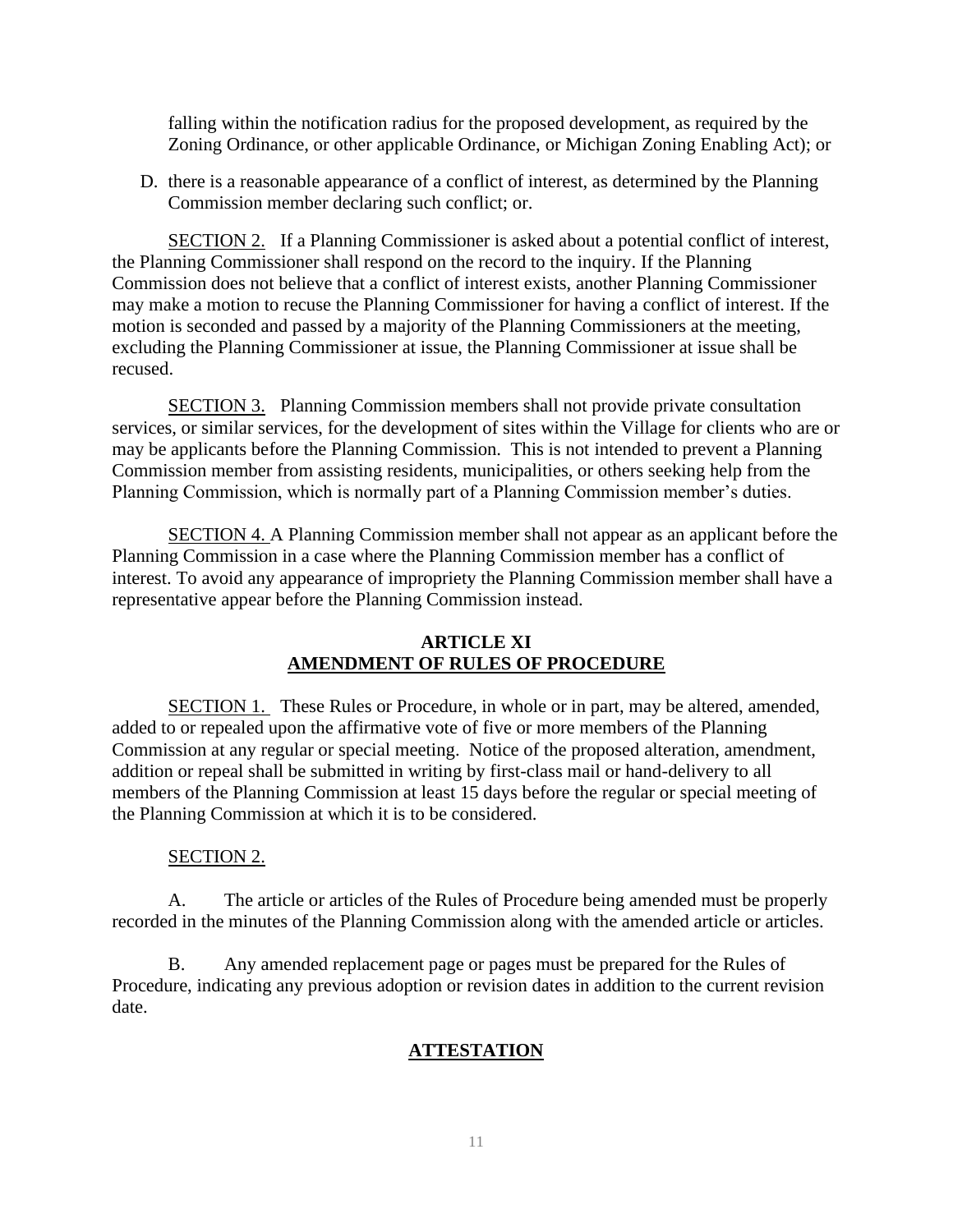falling within the notification radius for the proposed development, as required by the Zoning Ordinance, or other applicable Ordinance, or Michigan Zoning Enabling Act); or

D. there is a reasonable appearance of a conflict of interest, as determined by the Planning Commission member declaring such conflict; or.

SECTION 2. If a Planning Commissioner is asked about a potential conflict of interest, the Planning Commissioner shall respond on the record to the inquiry. If the Planning Commission does not believe that a conflict of interest exists, another Planning Commissioner may make a motion to recuse the Planning Commissioner for having a conflict of interest. If the motion is seconded and passed by a majority of the Planning Commissioners at the meeting, excluding the Planning Commissioner at issue, the Planning Commissioner at issue shall be recused.

SECTION 3. Planning Commission members shall not provide private consultation services, or similar services, for the development of sites within the Village for clients who are or may be applicants before the Planning Commission. This is not intended to prevent a Planning Commission member from assisting residents, municipalities, or others seeking help from the Planning Commission, which is normally part of a Planning Commission member's duties.

SECTION 4. A Planning Commission member shall not appear as an applicant before the Planning Commission in a case where the Planning Commission member has a conflict of interest. To avoid any appearance of impropriety the Planning Commission member shall have a representative appear before the Planning Commission instead.

## ARTICLE XI
## AMENDMENT OF RULES OF PROCEDURE

SECTION 1. These Rules or Procedure, in whole or in part, may be altered, amended, added to or repealed upon the affirmative vote of five or more members of the Planning Commission at any regular or special meeting. Notice of the proposed alteration, amendment, addition or repeal shall be submitted in writing by first-class mail or hand-delivery to all members of the Planning Commission at least 15 days before the regular or special meeting of the Planning Commission at which it is to be considered.

SECTION 2.

A. The article or articles of the Rules of Procedure being amended must be properly recorded in the minutes of the Planning Commission along with the amended article or articles.

B. Any amended replacement page or pages must be prepared for the Rules of Procedure, indicating any previous adoption or revision dates in addition to the current revision date.

## ATTESTATION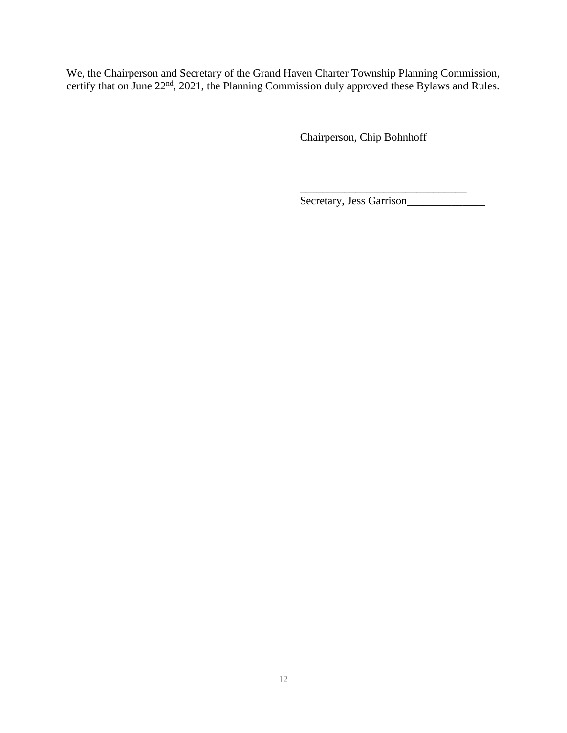We, the Chairperson and Secretary of the Grand Haven Charter Township Planning Commission, certify that on June 22nd, 2021, the Planning Commission duly approved these Bylaws and Rules.

______________________________
Chairperson, Chip Bohnhoff

______________________________
Secretary, Jess Garrison______________